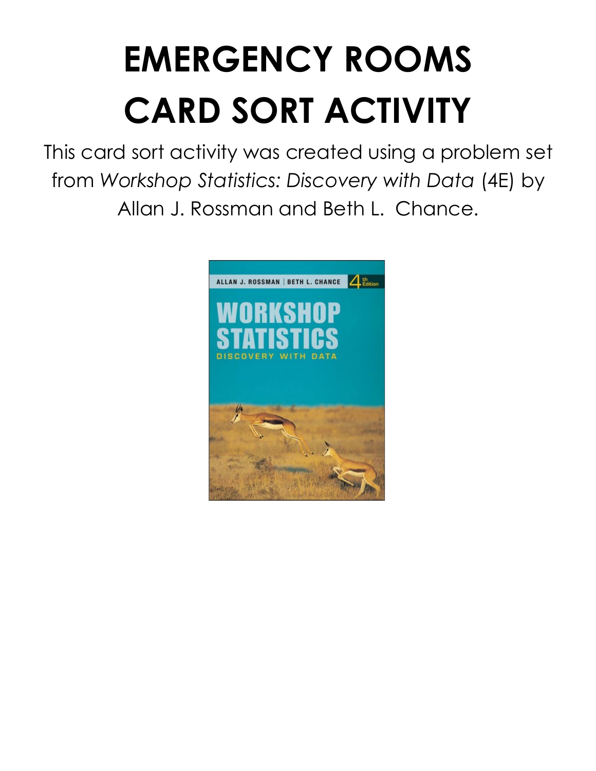# EMERGENCY ROOMS CARD SORT ACTIVITY

This card sort activity was created using a problem set from *Workshop Statistics: Discovery with Data* (4E) by Allan J. Rossman and Beth L. Chance.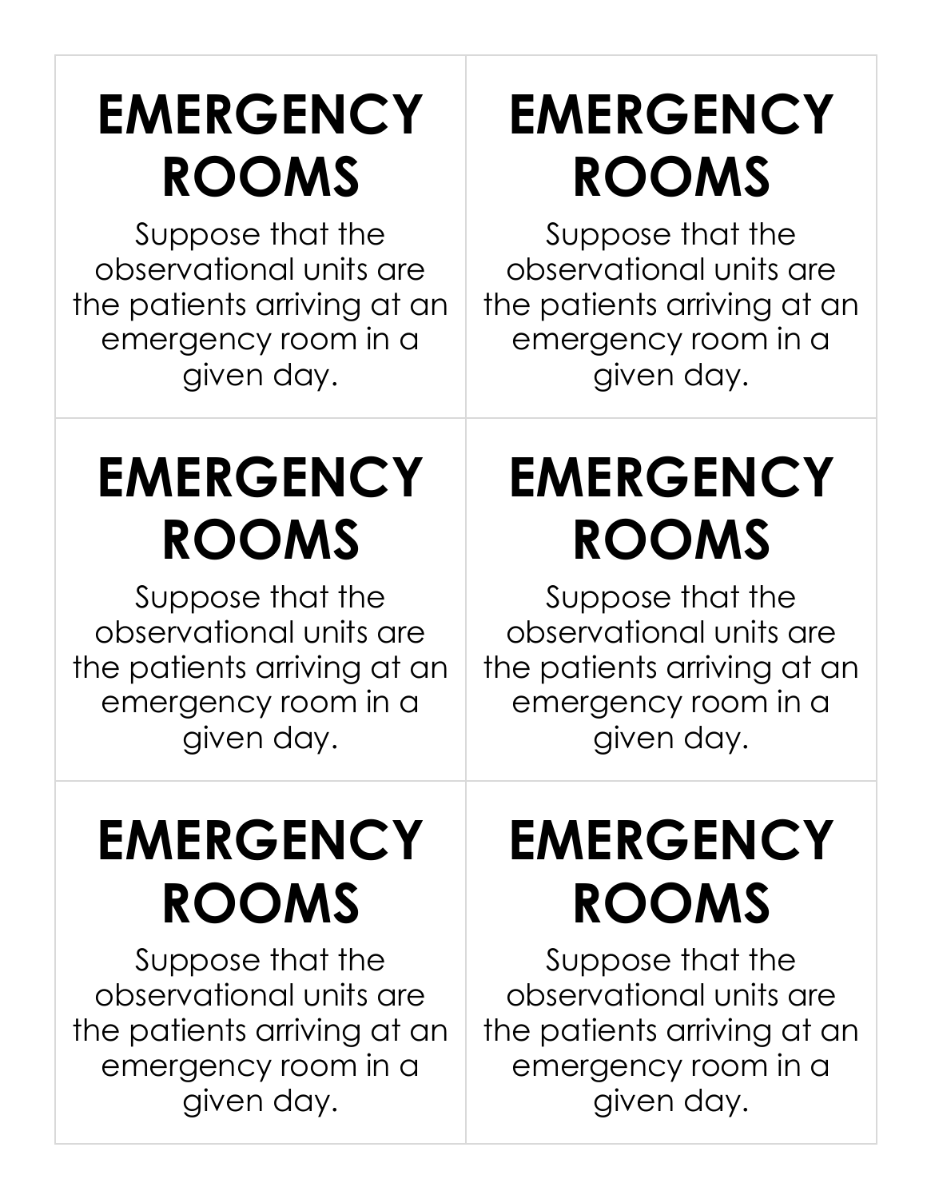# EMERGENCY ROOMS

Suppose that the observational units are the patients arriving at an emergency room in a given day.

# EMERGENCY ROOMS

Suppose that the observational units are the patients arriving at an emergency room in a given day.

# EMERGENCY ROOMS

Suppose that the observational units are the patients arriving at an emergency room in a given day.

# EMERGENCY ROOMS

Suppose that the observational units are the patients arriving at an emergency room in a given day.

# EMERGENCY ROOMS

Suppose that the observational units are the patients arriving at an emergency room in a given day.

# EMERGENCY ROOMS

Suppose that the observational units are the patients arriving at an emergency room in a given day.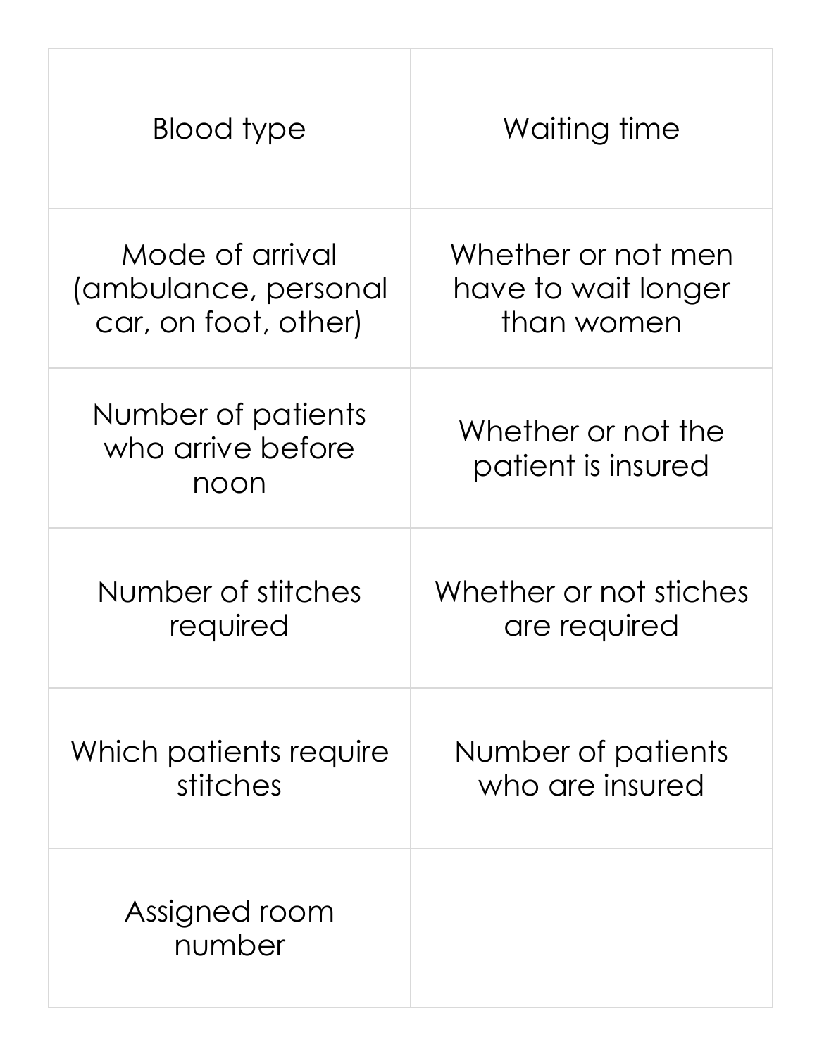| | |
|---|---|
| Blood type | Waiting time |
| Mode of arrival (ambulance, personal car, on foot, other) | Whether or not men have to wait longer than women |
| Number of patients who arrive before noon | Whether or not the patient is insured |
| Number of stitches required | Whether or not stiches are required |
| Which patients require stitches | Number of patients who are insured |
| Assigned room number | |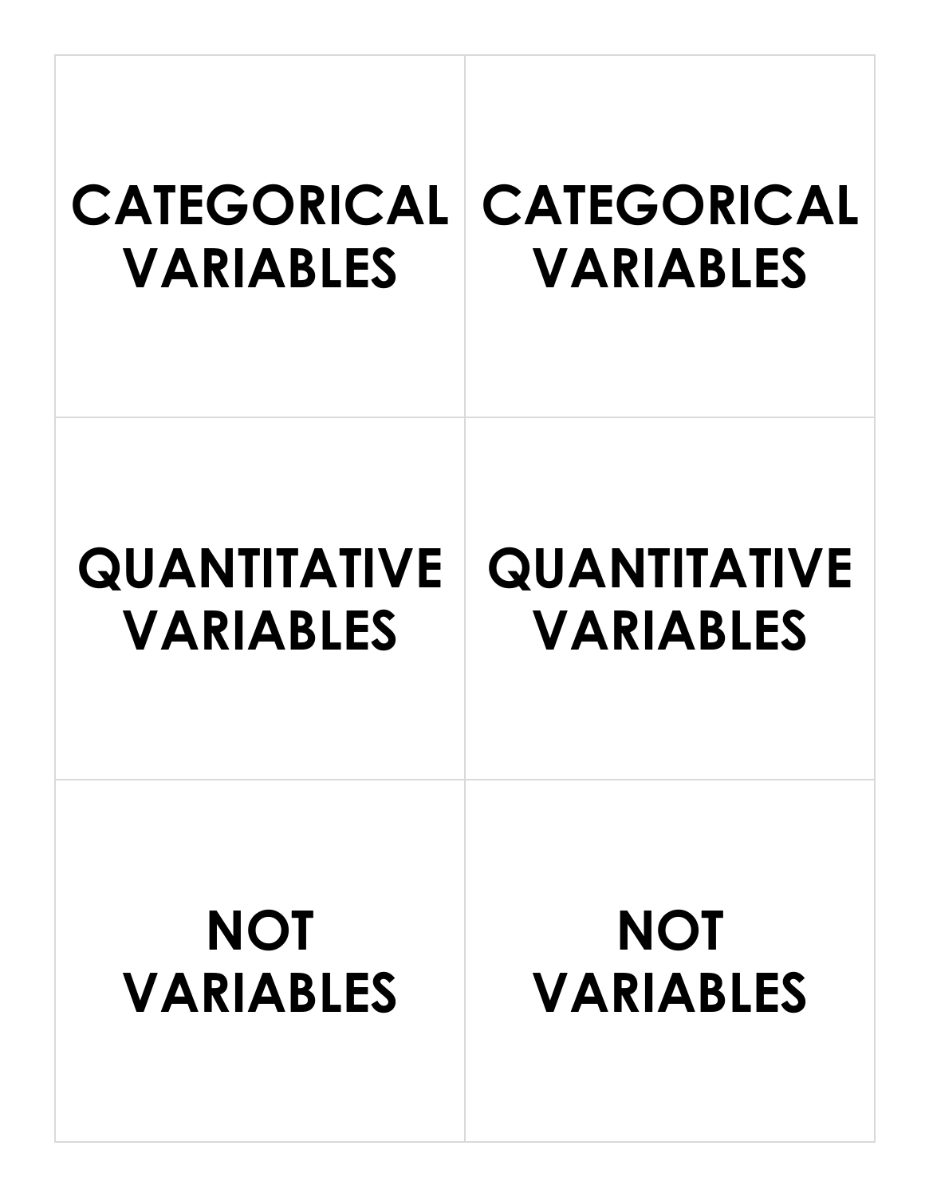| | |
|---|---|
| **CATEGORICAL VARIABLES** | **CATEGORICAL VARIABLES** |
| **QUANTITATIVE VARIABLES** | **QUANTITATIVE VARIABLES** |
| **NOT VARIABLES** | **NOT VARIABLES** |